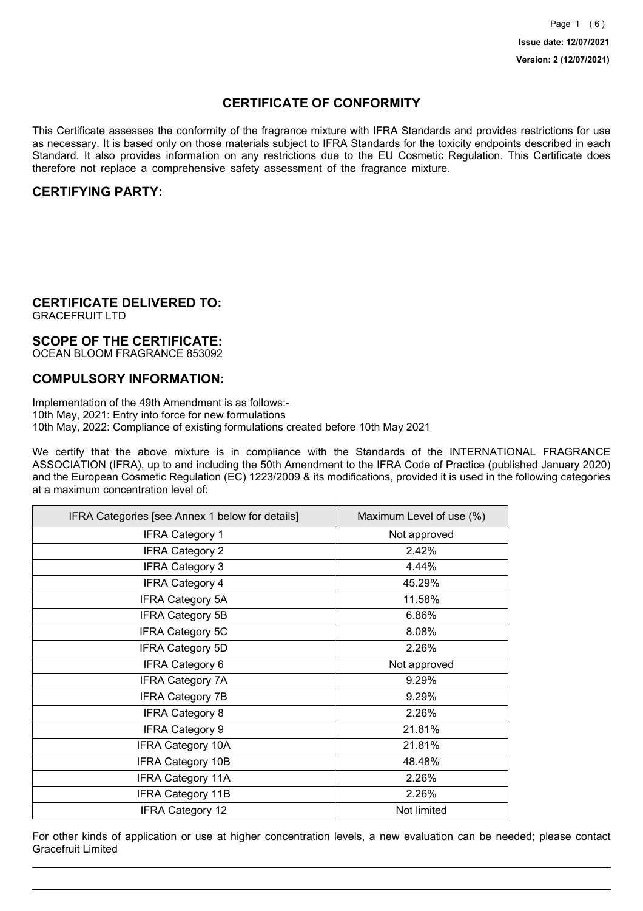Issue date: 12/07/2021

Version: 2 (12/07/2021)

# CERTIFICATE OF CONFORMITY

This Certificate assesses the conformity of the fragrance mixture with IFRA Standards and provides restrictions for use as necessary. It is based only on those materials subject to IFRA Standards for the toxicity endpoints described in each Standard. It also provides information on any restrictions due to the EU Cosmetic Regulation. This Certificate does therefore not replace a comprehensive safety assessment of the fragrance mixture.

## CERTIFYING PARTY:

## CERTIFICATE DELIVERED TO:

GRACEFRUIT LTD

## SCOPE OF THE CERTIFICATE:

OCEAN BLOOM FRAGRANCE 853092

## COMPULSORY INFORMATION:

Implementation of the 49th Amendment is as follows:-
10th May, 2021: Entry into force for new formulations
10th May, 2022: Compliance of existing formulations created before 10th May 2021

We certify that the above mixture is in compliance with the Standards of the INTERNATIONAL FRAGRANCE ASSOCIATION (IFRA), up to and including the 50th Amendment to the IFRA Code of Practice (published January 2020) and the European Cosmetic Regulation (EC) 1223/2009 & its modifications, provided it is used in the following categories at a maximum concentration level of:

| IFRA Categories [see Annex 1 below for details] | Maximum Level of use (%) |
| --- | --- |
| IFRA Category 1 | Not approved |
| IFRA Category 2 | 2.42% |
| IFRA Category 3 | 4.44% |
| IFRA Category 4 | 45.29% |
| IFRA Category 5A | 11.58% |
| IFRA Category 5B | 6.86% |
| IFRA Category 5C | 8.08% |
| IFRA Category 5D | 2.26% |
| IFRA Category 6 | Not approved |
| IFRA Category 7A | 9.29% |
| IFRA Category 7B | 9.29% |
| IFRA Category 8 | 2.26% |
| IFRA Category 9 | 21.81% |
| IFRA Category 10A | 21.81% |
| IFRA Category 10B | 48.48% |
| IFRA Category 11A | 2.26% |
| IFRA Category 11B | 2.26% |
| IFRA Category 12 | Not limited |

For other kinds of application or use at higher concentration levels, a new evaluation can be needed; please contact Gracefruit Limited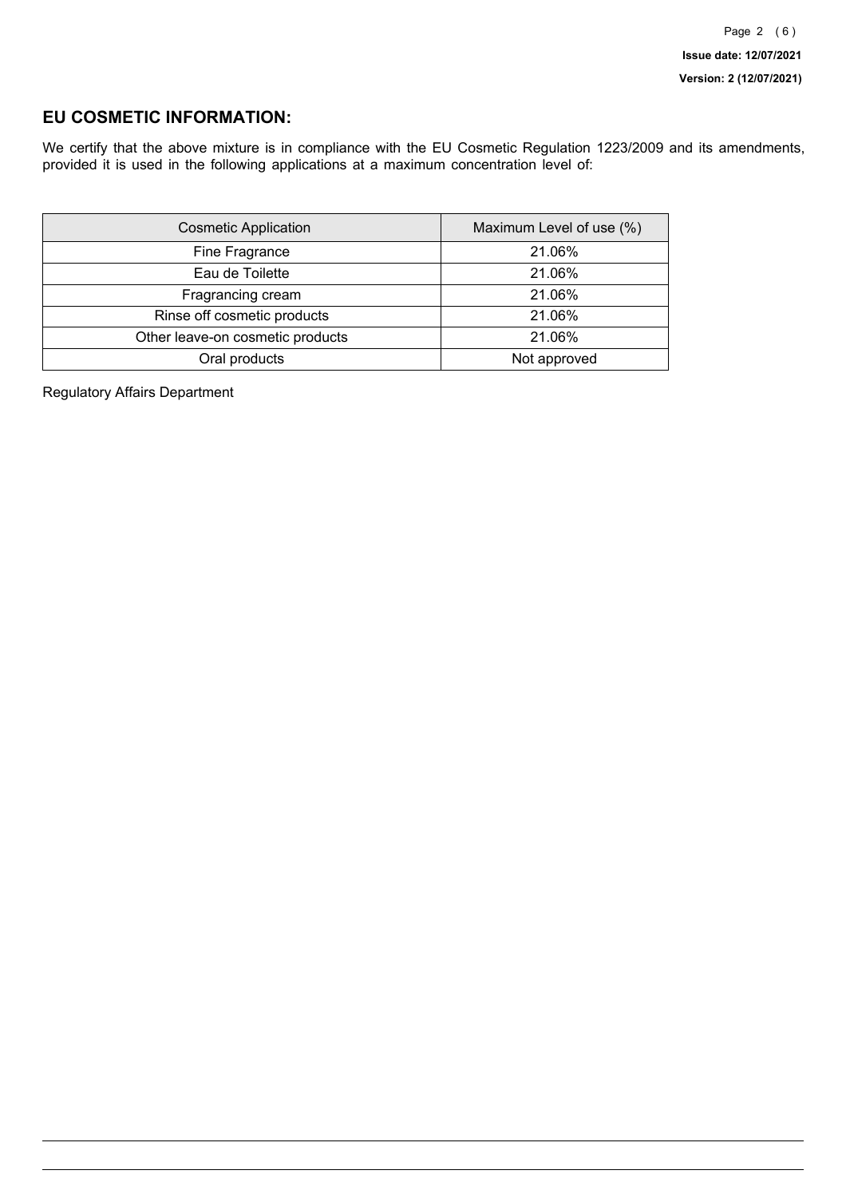## EU COSMETIC INFORMATION:

We certify that the above mixture is in compliance with the EU Cosmetic Regulation 1223/2009 and its amendments, provided it is used in the following applications at a maximum concentration level of:

| Cosmetic Application | Maximum Level of use (%) |
| --- | --- |
| Fine Fragrance | 21.06% |
| Eau de Toilette | 21.06% |
| Fragrancing cream | 21.06% |
| Rinse off cosmetic products | 21.06% |
| Other leave-on cosmetic products | 21.06% |
| Oral products | Not approved |

Regulatory Affairs Department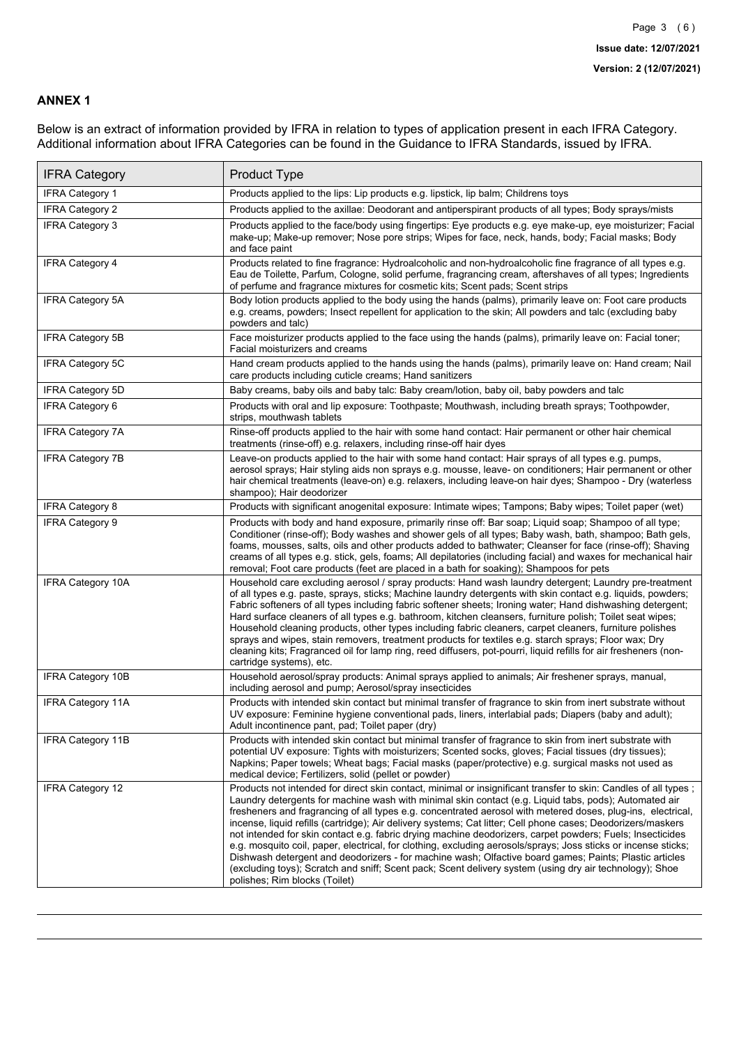## ANNEX 1

Below is an extract of information provided by IFRA in relation to types of application present in each IFRA Category. Additional information about IFRA Categories can be found in the Guidance to IFRA Standards, issued by IFRA.

| IFRA Category | Product Type |
|---|---|
| IFRA Category 1 | Products applied to the lips: Lip products e.g. lipstick, lip balm; Childrens toys |
| IFRA Category 2 | Products applied to the axillae: Deodorant and antiperspirant products of all types; Body sprays/mists |
| IFRA Category 3 | Products applied to the face/body using fingertips: Eye products e.g. eye make-up, eye moisturizer; Facial make-up; Make-up remover; Nose pore strips; Wipes for face, neck, hands, body; Facial masks; Body and face paint |
| IFRA Category 4 | Products related to fine fragrance: Hydroalcoholic and non-hydroalcoholic fine fragrance of all types e.g. Eau de Toilette, Parfum, Cologne, solid perfume, fragrancing cream, aftershaves of all types; Ingredients of perfume and fragrance mixtures for cosmetic kits; Scent pads; Scent strips |
| IFRA Category 5A | Body lotion products applied to the body using the hands (palms), primarily leave on: Foot care products e.g. creams, powders; Insect repellent for application to the skin; All powders and talc (excluding baby powders and talc) |
| IFRA Category 5B | Face moisturizer products applied to the face using the hands (palms), primarily leave on: Facial toner; Facial moisturizers and creams |
| IFRA Category 5C | Hand cream products applied to the hands using the hands (palms), primarily leave on: Hand cream; Nail care products including cuticle creams; Hand sanitizers |
| IFRA Category 5D | Baby creams, baby oils and baby talc: Baby cream/lotion, baby oil, baby powders and talc |
| IFRA Category 6 | Products with oral and lip exposure: Toothpaste; Mouthwash, including breath sprays; Toothpowder, strips, mouthwash tablets |
| IFRA Category 7A | Rinse-off products applied to the hair with some hand contact: Hair permanent or other hair chemical treatments (rinse-off) e.g. relaxers, including rinse-off hair dyes |
| IFRA Category 7B | Leave-on products applied to the hair with some hand contact: Hair sprays of all types e.g. pumps, aerosol sprays; Hair styling aids non sprays e.g. mousse, leave- on conditioners; Hair permanent or other hair chemical treatments (leave-on) e.g. relaxers, including leave-on hair dyes; Shampoo - Dry (waterless shampoo); Hair deodorizer |
| IFRA Category 8 | Products with significant anogenital exposure: Intimate wipes; Tampons; Baby wipes; Toilet paper (wet) |
| IFRA Category 9 | Products with body and hand exposure, primarily rinse off: Bar soap; Liquid soap; Shampoo of all type; Conditioner (rinse-off); Body washes and shower gels of all types; Baby wash, bath, shampoo; Bath gels, foams, mousses, salts, oils and other products added to bathwater; Cleanser for face (rinse-off); Shaving creams of all types e.g. stick, gels, foams; All depilatories (including facial) and waxes for mechanical hair removal; Foot care products (feet are placed in a bath for soaking); Shampoos for pets |
| IFRA Category 10A | Household care excluding aerosol / spray products: Hand wash laundry detergent; Laundry pre-treatment of all types e.g. paste, sprays, sticks; Machine laundry detergents with skin contact e.g. liquids, powders; Fabric softeners of all types including fabric softener sheets; Ironing water; Hand dishwashing detergent; Hard surface cleaners of all types e.g. bathroom, kitchen cleansers, furniture polish; Toilet seat wipes; Household cleaning products, other types including fabric cleaners, carpet cleaners, furniture polishes sprays and wipes, stain removers, treatment products for textiles e.g. starch sprays; Floor wax; Dry cleaning kits; Fragranced oil for lamp ring, reed diffusers, pot-pourri, liquid refills for air fresheners (non-cartridge systems), etc. |
| IFRA Category 10B | Household aerosol/spray products: Animal sprays applied to animals; Air freshener sprays, manual, including aerosol and pump; Aerosol/spray insecticides |
| IFRA Category 11A | Products with intended skin contact but minimal transfer of fragrance to skin from inert substrate without UV exposure: Feminine hygiene conventional pads, liners, interlabial pads; Diapers (baby and adult); Adult incontinence pant, pad; Toilet paper (dry) |
| IFRA Category 11B | Products with intended skin contact but minimal transfer of fragrance to skin from inert substrate with potential UV exposure: Tights with moisturizers; Scented socks, gloves; Facial tissues (dry tissues); Napkins; Paper towels; Wheat bags; Facial masks (paper/protective) e.g. surgical masks not used as medical device; Fertilizers, solid (pellet or powder) |
| IFRA Category 12 | Products not intended for direct skin contact, minimal or insignificant transfer to skin: Candles of all types ; Laundry detergents for machine wash with minimal skin contact (e.g. Liquid tabs, pods); Automated air fresheners and fragrancing of all types e.g. concentrated aerosol with metered doses, plug-ins, electrical, incense, liquid refills (cartridge); Air delivery systems; Cat litter; Cell phone cases; Deodorizers/maskers not intended for skin contact e.g. fabric drying machine deodorizers, carpet powders; Fuels; Insecticides e.g. mosquito coil, paper, electrical, for clothing, excluding aerosols/sprays; Joss sticks or incense sticks; Dishwash detergent and deodorizers - for machine wash; Olfactive board games; Paints; Plastic articles (excluding toys); Scratch and sniff; Scent pack; Scent delivery system (using dry air technology); Shoe polishes; Rim blocks (Toilet) |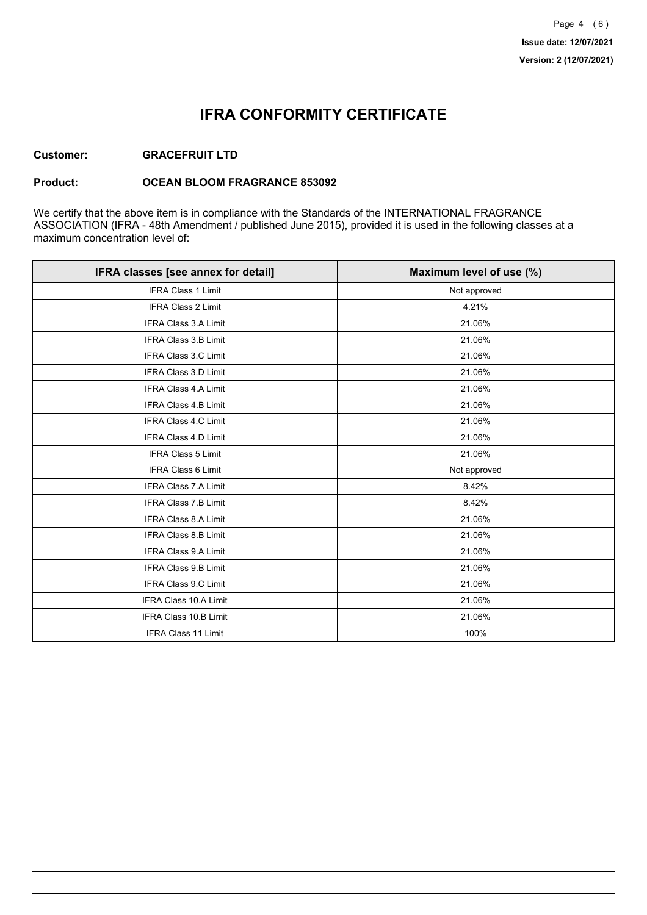# IFRA CONFORMITY CERTIFICATE

**Customer:** **GRACEFRUIT LTD**

**Product:** **OCEAN BLOOM FRAGRANCE 853092**

We certify that the above item is in compliance with the Standards of the INTERNATIONAL FRAGRANCE ASSOCIATION (IFRA - 48th Amendment / published June 2015), provided it is used in the following classes at a maximum concentration level of:

| IFRA classes [see annex for detail] | Maximum level of use (%) |
|---|---|
| IFRA Class 1 Limit | Not approved |
| IFRA Class 2 Limit | 4.21% |
| IFRA Class 3.A Limit | 21.06% |
| IFRA Class 3.B Limit | 21.06% |
| IFRA Class 3.C Limit | 21.06% |
| IFRA Class 3.D Limit | 21.06% |
| IFRA Class 4.A Limit | 21.06% |
| IFRA Class 4.B Limit | 21.06% |
| IFRA Class 4.C Limit | 21.06% |
| IFRA Class 4.D Limit | 21.06% |
| IFRA Class 5 Limit | 21.06% |
| IFRA Class 6 Limit | Not approved |
| IFRA Class 7.A Limit | 8.42% |
| IFRA Class 7.B Limit | 8.42% |
| IFRA Class 8.A Limit | 21.06% |
| IFRA Class 8.B Limit | 21.06% |
| IFRA Class 9.A Limit | 21.06% |
| IFRA Class 9.B Limit | 21.06% |
| IFRA Class 9.C Limit | 21.06% |
| IFRA Class 10.A Limit | 21.06% |
| IFRA Class 10.B Limit | 21.06% |
| IFRA Class 11 Limit | 100% |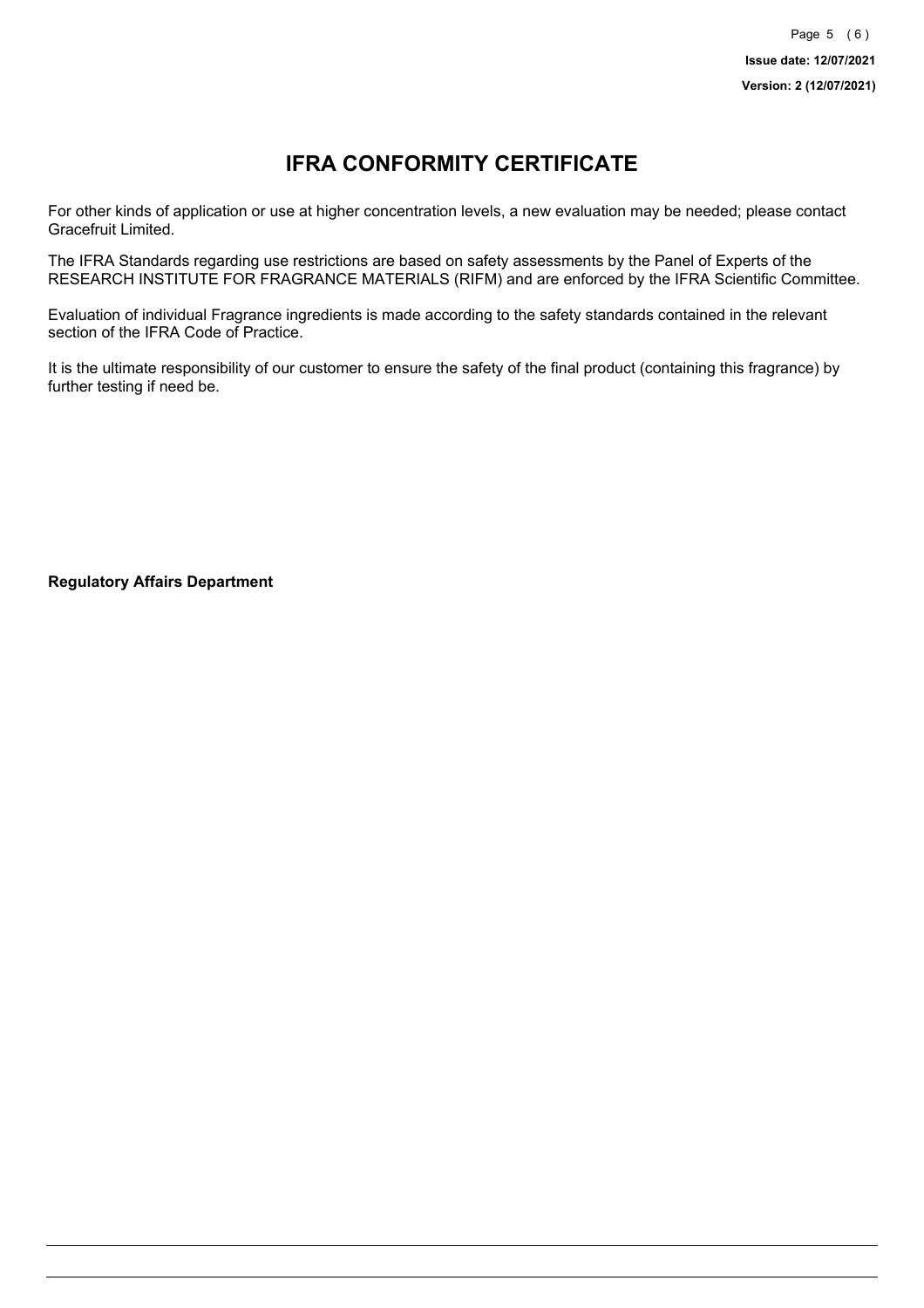# IFRA CONFORMITY CERTIFICATE

For other kinds of application or use at higher concentration levels, a new evaluation may be needed; please contact Gracefruit Limited.

The IFRA Standards regarding use restrictions are based on safety assessments by the Panel of Experts of the RESEARCH INSTITUTE FOR FRAGRANCE MATERIALS (RIFM) and are enforced by the IFRA Scientific Committee.

Evaluation of individual Fragrance ingredients is made according to the safety standards contained in the relevant section of the IFRA Code of Practice.

It is the ultimate responsibility of our customer to ensure the safety of the final product (containing this fragrance) by further testing if need be.

**Regulatory Affairs Department**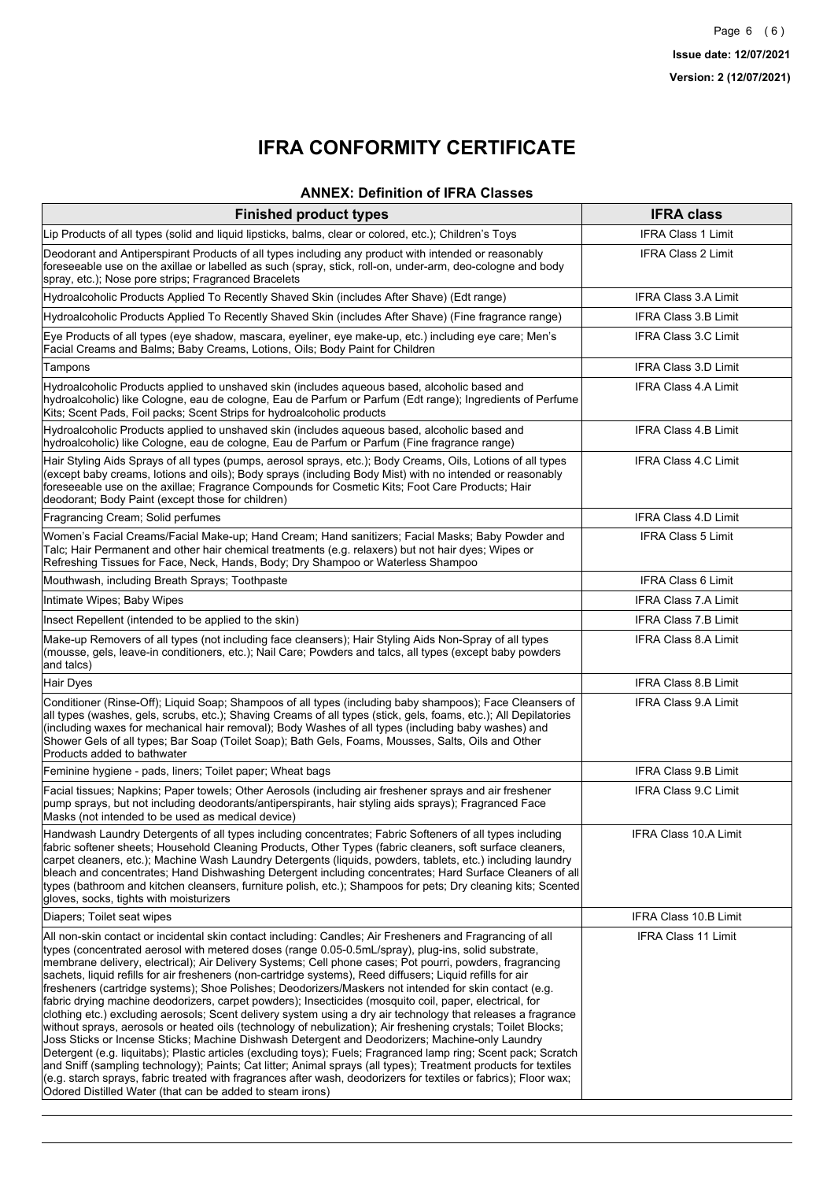Issue date: 12/07/2021

Version: 2 (12/07/2021)

# IFRA CONFORMITY CERTIFICATE

## ANNEX: Definition of IFRA Classes

| Finished product types | IFRA class |
| --- | --- |
| Lip Products of all types (solid and liquid lipsticks, balms, clear or colored, etc.); Children's Toys | IFRA Class 1 Limit |
| Deodorant and Antiperspirant Products of all types including any product with intended or reasonably foreseeable use on the axillae or labelled as such (spray, stick, roll-on, under-arm, deo-cologne and body spray, etc.); Nose pore strips; Fragranced Bracelets | IFRA Class 2 Limit |
| Hydroalcoholic Products Applied To Recently Shaved Skin (includes After Shave) (Edt range) | IFRA Class 3.A Limit |
| Hydroalcoholic Products Applied To Recently Shaved Skin (includes After Shave) (Fine fragrance range) | IFRA Class 3.B Limit |
| Eye Products of all types (eye shadow, mascara, eyeliner, eye make-up, etc.) including eye care; Men's Facial Creams and Balms; Baby Creams, Lotions, Oils; Body Paint for Children | IFRA Class 3.C Limit |
| Tampons | IFRA Class 3.D Limit |
| Hydroalcoholic Products applied to unshaved skin (includes aqueous based, alcoholic based and hydroalcoholic) like Cologne, eau de cologne, Eau de Parfum or Parfum (Edt range); Ingredients of Perfume Kits; Scent Pads, Foil packs; Scent Strips for hydroalcoholic products | IFRA Class 4.A Limit |
| Hydroalcoholic Products applied to unshaved skin (includes aqueous based, alcoholic based and hydroalcoholic) like Cologne, eau de cologne, Eau de Parfum or Parfum (Fine fragrance range) | IFRA Class 4.B Limit |
| Hair Styling Aids Sprays of all types (pumps, aerosol sprays, etc.); Body Creams, Oils, Lotions of all types (except baby creams, lotions and oils); Body sprays (including Body Mist) with no intended or reasonably foreseeable use on the axillae; Fragrance Compounds for Cosmetic Kits; Foot Care Products; Hair deodorant; Body Paint (except those for children) | IFRA Class 4.C Limit |
| Fragrancing Cream; Solid perfumes | IFRA Class 4.D Limit |
| Women's Facial Creams/Facial Make-up; Hand Cream; Hand sanitizers; Facial Masks; Baby Powder and Talc; Hair Permanent and other hair chemical treatments (e.g. relaxers) but not hair dyes; Wipes or Refreshing Tissues for Face, Neck, Hands, Body; Dry Shampoo or Waterless Shampoo | IFRA Class 5 Limit |
| Mouthwash, including Breath Sprays; Toothpaste | IFRA Class 6 Limit |
| Intimate Wipes; Baby Wipes | IFRA Class 7.A Limit |
| Insect Repellent (intended to be applied to the skin) | IFRA Class 7.B Limit |
| Make-up Removers of all types (not including face cleansers); Hair Styling Aids Non-Spray of all types (mousse, gels, leave-in conditioners, etc.); Nail Care; Powders and talcs, all types (except baby powders and talcs) | IFRA Class 8.A Limit |
| Hair Dyes | IFRA Class 8.B Limit |
| Conditioner (Rinse-Off); Liquid Soap; Shampoos of all types (including baby shampoos); Face Cleansers of all types (washes, gels, scrubs, etc.); Shaving Creams of all types (stick, gels, foams, etc.); All Depilatories (including waxes for mechanical hair removal); Body Washes of all types (including baby washes) and Shower Gels of all types; Bar Soap (Toilet Soap); Bath Gels, Foams, Mousses, Salts, Oils and Other Products added to bathwater | IFRA Class 9.A Limit |
| Feminine hygiene - pads, liners; Toilet paper; Wheat bags | IFRA Class 9.B Limit |
| Facial tissues; Napkins; Paper towels; Other Aerosols (including air freshener sprays and air freshener pump sprays, but not including deodorants/antiperspirants, hair styling aids sprays); Fragranced Face Masks (not intended to be used as medical device) | IFRA Class 9.C Limit |
| Handwash Laundry Detergents of all types including concentrates; Fabric Softeners of all types including fabric softener sheets; Household Cleaning Products, Other Types (fabric cleaners, soft surface cleaners, carpet cleaners, etc.); Machine Wash Laundry Detergents (liquids, powders, tablets, etc.) including laundry bleach and concentrates; Hand Dishwashing Detergent including concentrates; Hard Surface Cleaners of all types (bathroom and kitchen cleansers, furniture polish, etc.); Shampoos for pets; Dry cleaning kits; Scented gloves, socks, tights with moisturizers | IFRA Class 10.A Limit |
| Diapers; Toilet seat wipes | IFRA Class 10.B Limit |
| All non-skin contact or incidental skin contact including: Candles; Air Fresheners and Fragrancing of all types (concentrated aerosol with metered doses (range 0.05-0.5mL/spray), plug-ins, solid substrate, membrane delivery, electrical); Air Delivery Systems; Cell phone cases; Pot pourri, powders, fragrancing sachets, liquid refills for air fresheners (non-cartridge systems), Reed diffusers; Liquid refills for air fresheners (cartridge systems); Shoe Polishes; Deodorizers/Maskers not intended for skin contact (e.g. fabric drying machine deodorizers, carpet powders); Insecticides (mosquito coil, paper, electrical, for clothing etc.) excluding aerosols; Scent delivery system using a dry air technology that releases a fragrance without sprays, aerosols or heated oils (technology of nebulization); Air freshening crystals; Toilet Blocks; Joss Sticks or Incense Sticks; Machine Dishwash Detergent and Deodorizers; Machine-only Laundry Detergent (e.g. liquitabs); Plastic articles (excluding toys); Fuels; Fragranced lamp ring; Scent pack; Scratch and Sniff (sampling technology); Paints; Cat litter; Animal sprays (all types); Treatment products for textiles (e.g. starch sprays, fabric treated with fragrances after wash, deodorizers for textiles or fabrics); Floor wax; Odored Distilled Water (that can be added to steam irons) | IFRA Class 11 Limit |